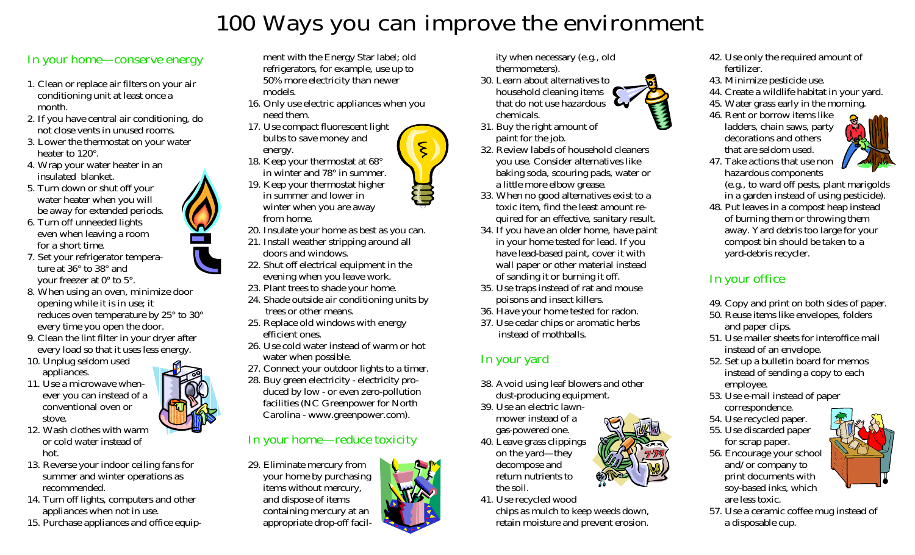# 100 Ways you can improve the environment

## In your home—conserve energy

1. Clean or replace air filters on your air conditioning unit at least once a month.
2. If you have central air conditioning, do not close vents in unused rooms.
3. Lower the thermostat on your water heater to 120°.
4. Wrap your water heater in an insulated blanket.
5. Turn down or shut off your water heater when you will be away for extended periods.
6. Turn off unneeded lights even when leaving a room for a short time.
7. Set your refrigerator temperature at 36° to 38° and your freezer at 0° to 5°.
8. When using an oven, minimize door opening while it is in use; it reduces oven temperature by 25° to 30° every time you open the door.
9. Clean the lint filter in your dryer after every load so that it uses less energy.
10. Unplug seldom used appliances.
11. Use a microwave whenever you can instead of a conventional oven or stove.
12. Wash clothes with warm or cold water instead of hot.
13. Reverse your indoor ceiling fans for summer and winter operations as recommended.
14. Turn off lights, computers and other appliances when not in use.
15. Purchase appliances and office equipment with the Energy Star label; old refrigerators, for example, use up to 50% more electricity than newer models.
16. Only use electric appliances when you need them.
17. Use compact fluorescent light bulbs to save money and energy.
18. Keep your thermostat at 68° in winter and 78° in summer.
19. Keep your thermostat higher in summer and lower in winter when you are away from home.
20. Insulate your home as best as you can.
21. Install weather stripping around all doors and windows.
22. Shut off electrical equipment in the evening when you leave work.
23. Plant trees to shade your home.
24. Shade outside air conditioning units by trees or other means.
25. Replace old windows with energy efficient ones.
26. Use cold water instead of warm or hot water when possible.
27. Connect your outdoor lights to a timer.
28. Buy green electricity - electricity produced by low - or even zero-pollution facilities (NC Greenpower for North Carolina - www.greenpower.com).

## In your home—reduce toxicity

29. Eliminate mercury from your home by purchasing items without mercury, and dispose of items containing mercury at an appropriate drop-off facility when necessary (e.g., old thermometers).
30. Learn about alternatives to household cleaning items that do not use hazardous chemicals.
31. Buy the right amount of paint for the job.
32. Review labels of household cleaners you use. Consider alternatives like baking soda, scouring pads, water or a little more elbow grease.
33. When no good alternatives exist to a toxic item, find the least amount required for an effective, sanitary result.
34. If you have an older home, have paint in your home tested for lead. If you have lead-based paint, cover it with wall paper or other material instead of sanding it or burning it off.
35. Use traps instead of rat and mouse poisons and insect killers.
36. Have your home tested for radon.
37. Use cedar chips or aromatic herbs instead of mothballs.

## In your yard

38. Avoid using leaf blowers and other dust-producing equipment.
39. Use an electric lawn-mower instead of a gas-powered one.
40. Leave grass clippings on the yard—they decompose and return nutrients to the soil.
41. Use recycled wood chips as mulch to keep weeds down, retain moisture and prevent erosion.
42. Use only the required amount of fertilizer.
43. Minimize pesticide use.
44. Create a wildlife habitat in your yard.
45. Water grass early in the morning.
46. Rent or borrow items like ladders, chain saws, party decorations and others that are seldom used.
47. Take actions that use non hazardous components (e.g., to ward off pests, plant marigolds in a garden instead of using pesticide).
48. Put leaves in a compost heap instead of burning them or throwing them away. Yard debris too large for your compost bin should be taken to a yard-debris recycler.

## In your office

49. Copy and print on both sides of paper.
50. Reuse items like envelopes, folders and paper clips.
51. Use mailer sheets for interoffice mail instead of an envelope.
52. Set up a bulletin board for memos instead of sending a copy to each employee.
53. Use e-mail instead of paper correspondence.
54. Use recycled paper.
55. Use discarded paper for scrap paper.
56. Encourage your school and/or company to print documents with soy-based inks, which are less toxic.
57. Use a ceramic coffee mug instead of a disposable cup.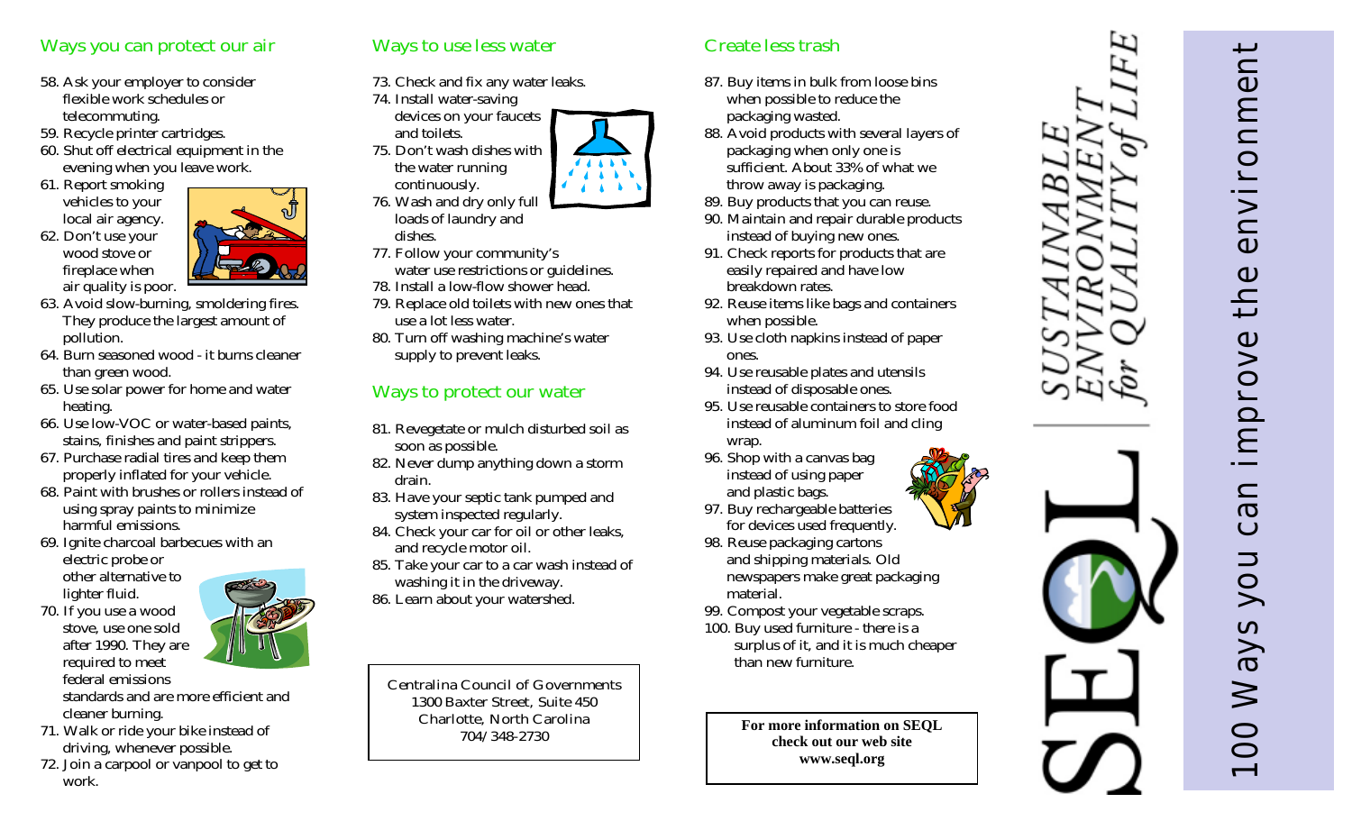## Ways you can protect our air

58. Ask your employer to consider flexible work schedules or telecommuting.
59. Recycle printer cartridges.
60. Shut off electrical equipment in the evening when you leave work.
61. Report smoking vehicles to your local air agency.
62. Don't use your wood stove or fireplace when air quality is poor.
63. Avoid slow-burning, smoldering fires. They produce the largest amount of pollution.
64. Burn seasoned wood - it burns cleaner than green wood.
65. Use solar power for home and water heating.
66. Use low-VOC or water-based paints, stains, finishes and paint strippers.
67. Purchase radial tires and keep them properly inflated for your vehicle.
68. Paint with brushes or rollers instead of using spray paints to minimize harmful emissions.
69. Ignite charcoal barbecues with an electric probe or other alternative to lighter fluid.
70. If you use a wood stove, use one sold after 1990. They are required to meet federal emissions standards and are more efficient and cleaner burning.
71. Walk or ride your bike instead of driving, whenever possible.
72. Join a carpool or vanpool to get to work.

## Ways to use less water

73. Check and fix any water leaks.
74. Install water-saving devices on your faucets and toilets.
75. Don't wash dishes with the water running continuously.
76. Wash and dry only full loads of laundry and dishes.
77. Follow your community's water use restrictions or guidelines.
78. Install a low-flow shower head.
79. Replace old toilets with new ones that use a lot less water.
80. Turn off washing machine's water supply to prevent leaks.

## Ways to protect our water

81. Revegetate or mulch disturbed soil as soon as possible.
82. Never dump anything down a storm drain.
83. Have your septic tank pumped and system inspected regularly.
84. Check your car for oil or other leaks, and recycle motor oil.
85. Take your car to a car wash instead of washing it in the driveway.
86. Learn about your watershed.

Centralina Council of Governments
1300 Baxter Street, Suite 450
Charlotte, North Carolina
704/348-2730

## Create less trash

87. Buy items in bulk from loose bins when possible to reduce the packaging wasted.
88. Avoid products with several layers of packaging when only one is sufficient. About 33% of what we throw away is packaging.
89. Buy products that you can reuse.
90. Maintain and repair durable products instead of buying new ones.
91. Check reports for products that are easily repaired and have low breakdown rates.
92. Reuse items like bags and containers when possible.
93. Use cloth napkins instead of paper ones.
94. Use reusable plates and utensils instead of disposable ones.
95. Use reusable containers to store food instead of aluminum foil and cling wrap.
96. Shop with a canvas bag instead of using paper and plastic bags.
97. Buy rechargeable batteries for devices used frequently.
98. Reuse packaging cartons and shipping materials. Old newspapers make great packaging material.
99. Compost your vegetable scraps.
100. Buy used furniture - there is a surplus of it, and it is much cheaper than new furniture.

**For more information on SEQL check out our web site www.seql.org**

SEQL

*SUSTAINABLE ENVIRONMENT for QUALITY of LIFE*

# 100 Ways you can improve the environment